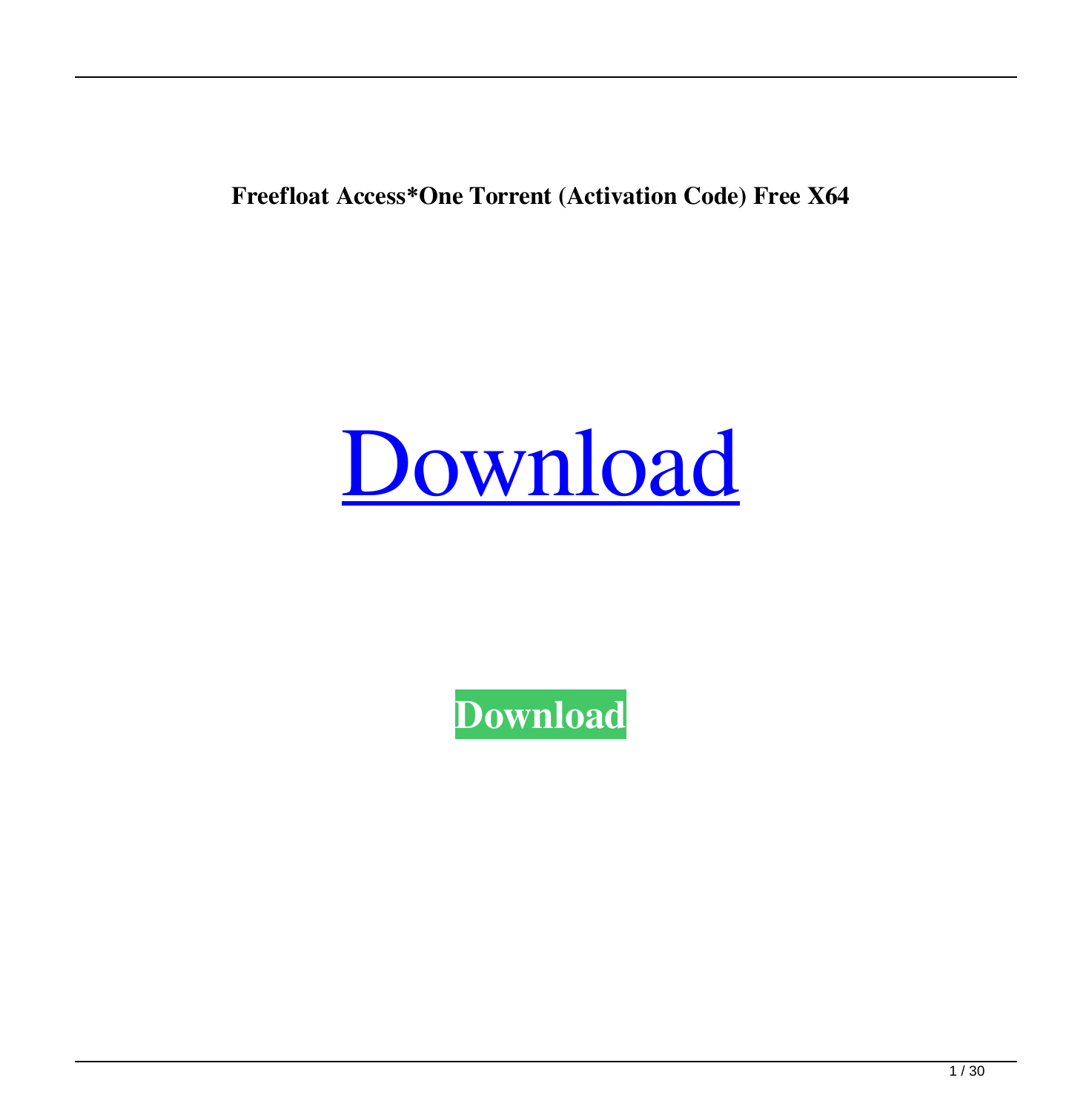**Freefloat Access*One Torrent (Activation Code) Free X64**

Download

**Download**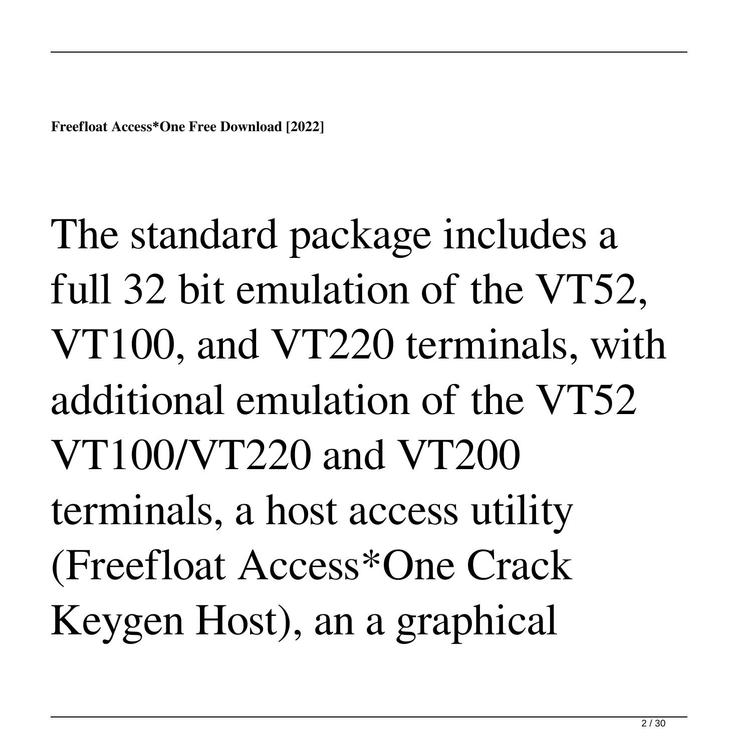**Freefloat Access*One Free Download [2022]**

The standard package includes a full 32 bit emulation of the VT52, VT100, and VT220 terminals, with additional emulation of the VT52 VT100/VT220 and VT200 terminals, a host access utility (Freefloat Access*One Crack Keygen Host), an a graphical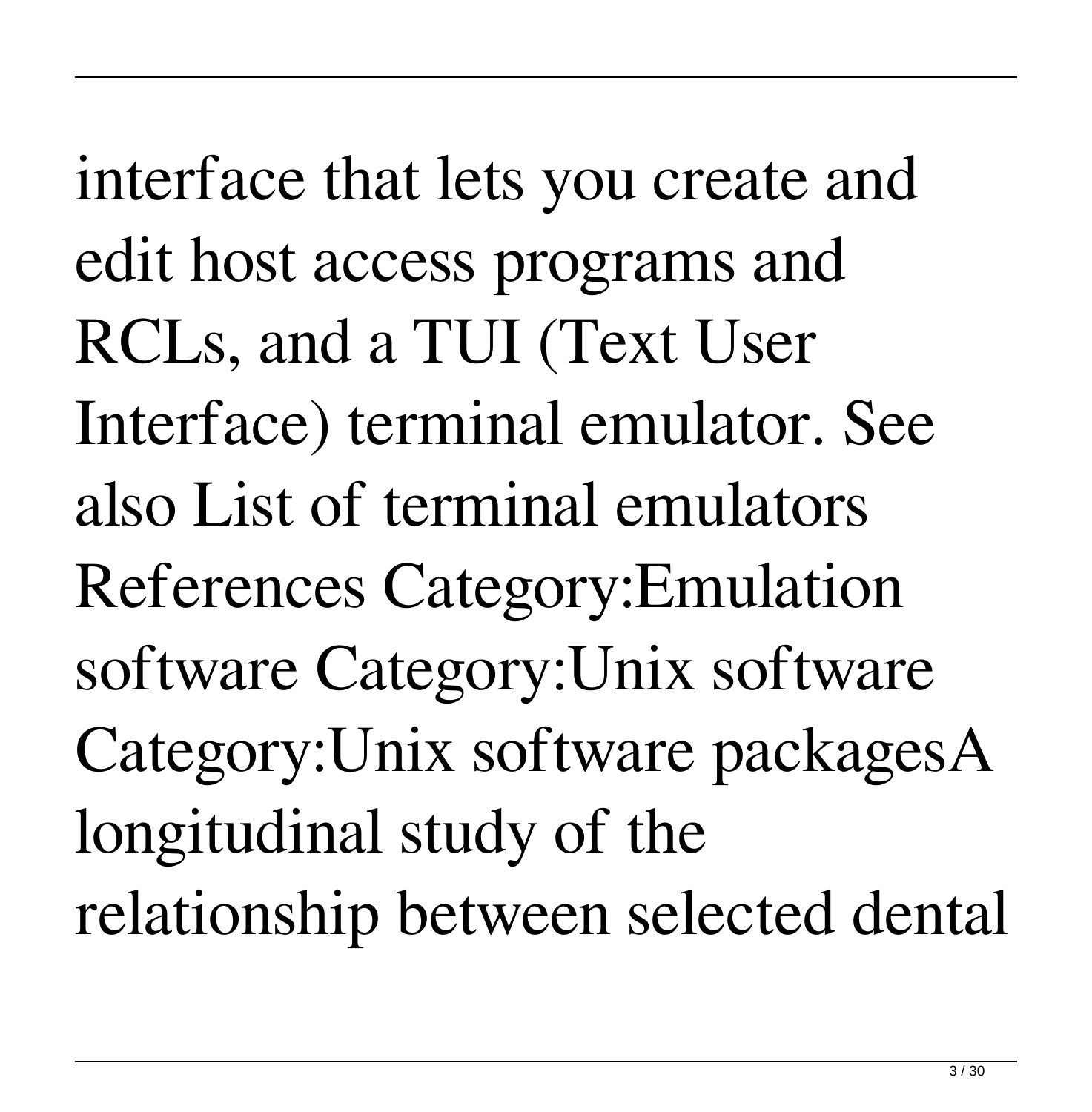interface that lets you create and edit host access programs and RCLs, and a TUI (Text User Interface) terminal emulator. See also List of terminal emulators References Category:Emulation software Category:Unix software Category:Unix software packagesA longitudinal study of the relationship between selected dental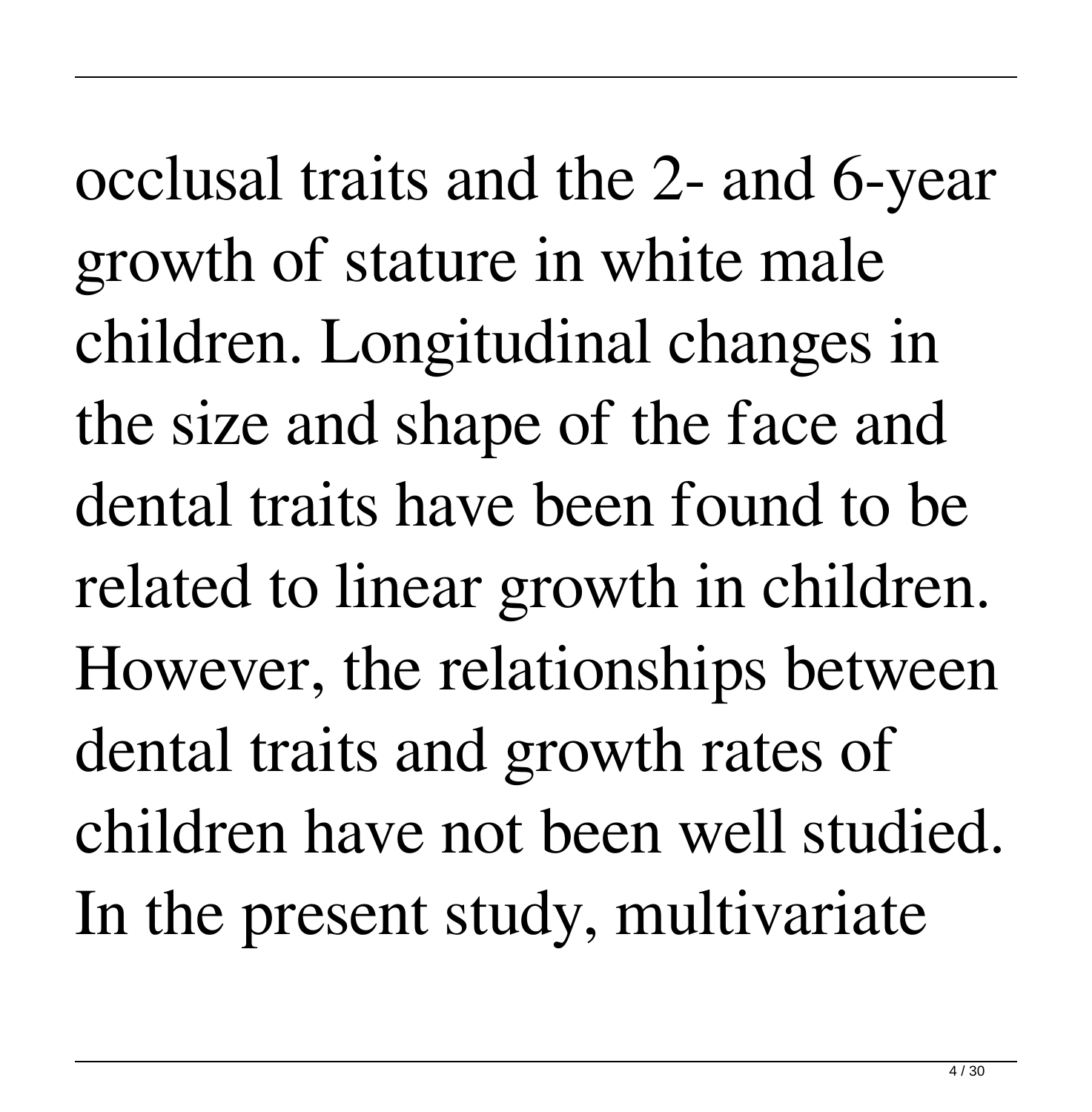occlusal traits and the 2- and 6-year growth of stature in white male children. Longitudinal changes in the size and shape of the face and dental traits have been found to be related to linear growth in children. However, the relationships between dental traits and growth rates of children have not been well studied. In the present study, multivariate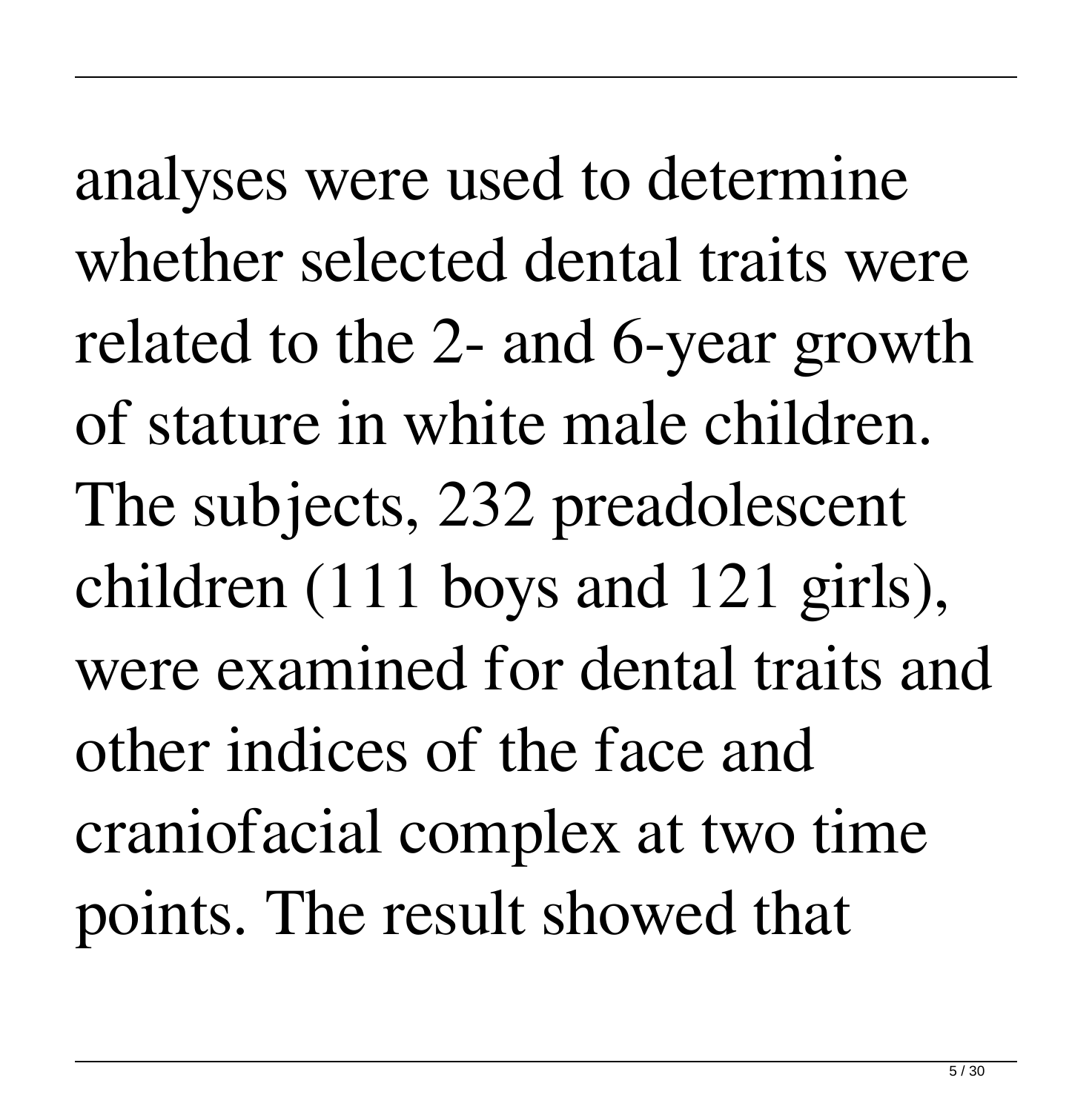analyses were used to determine whether selected dental traits were related to the 2- and 6-year growth of stature in white male children. The subjects, 232 preadolescent children (111 boys and 121 girls), were examined for dental traits and other indices of the face and craniofacial complex at two time points. The result showed that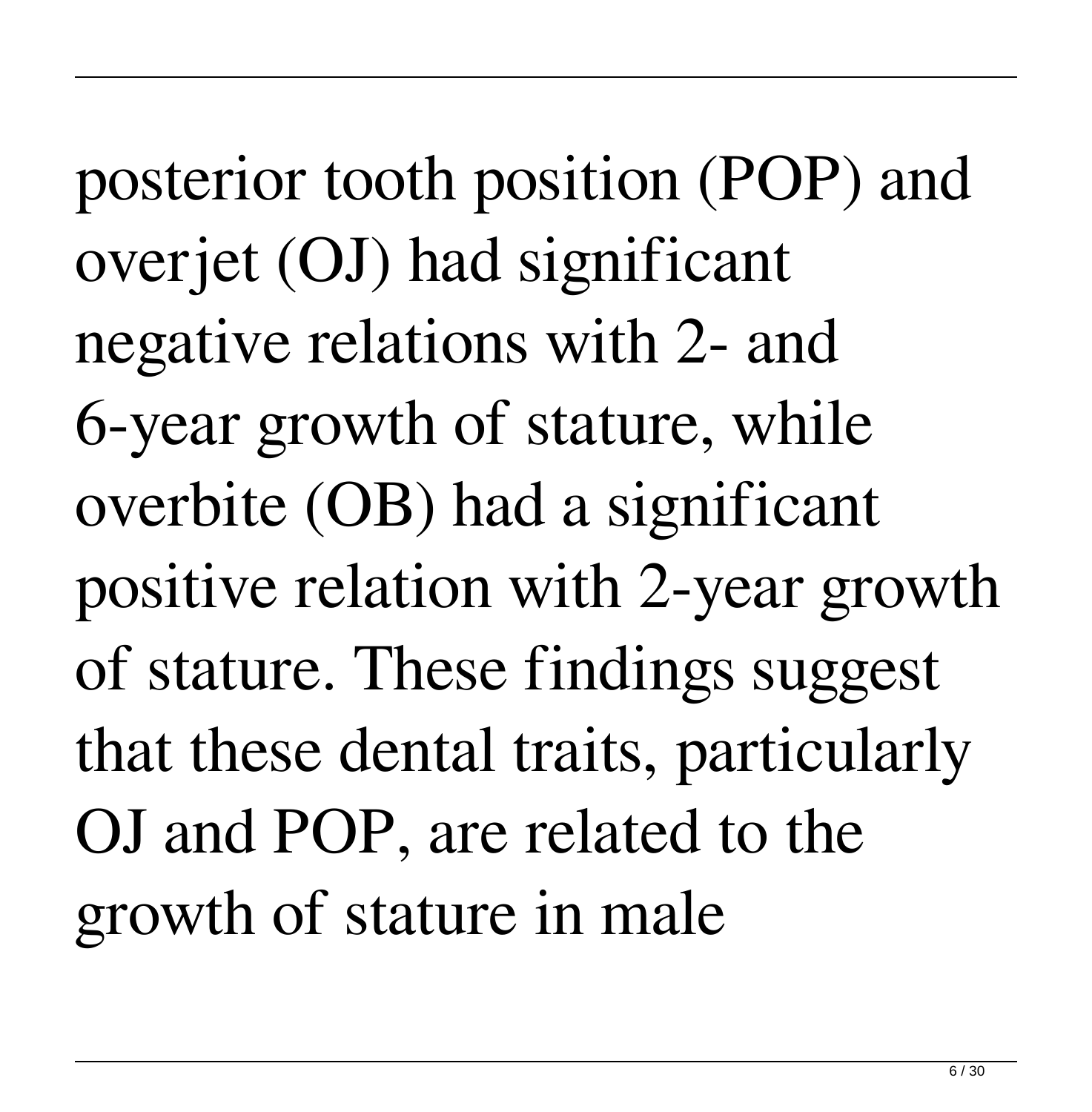posterior tooth position (POP) and overjet (OJ) had significant negative relations with 2- and 6-year growth of stature, while overbite (OB) had a significant positive relation with 2-year growth of stature. These findings suggest that these dental traits, particularly OJ and POP, are related to the growth of stature in male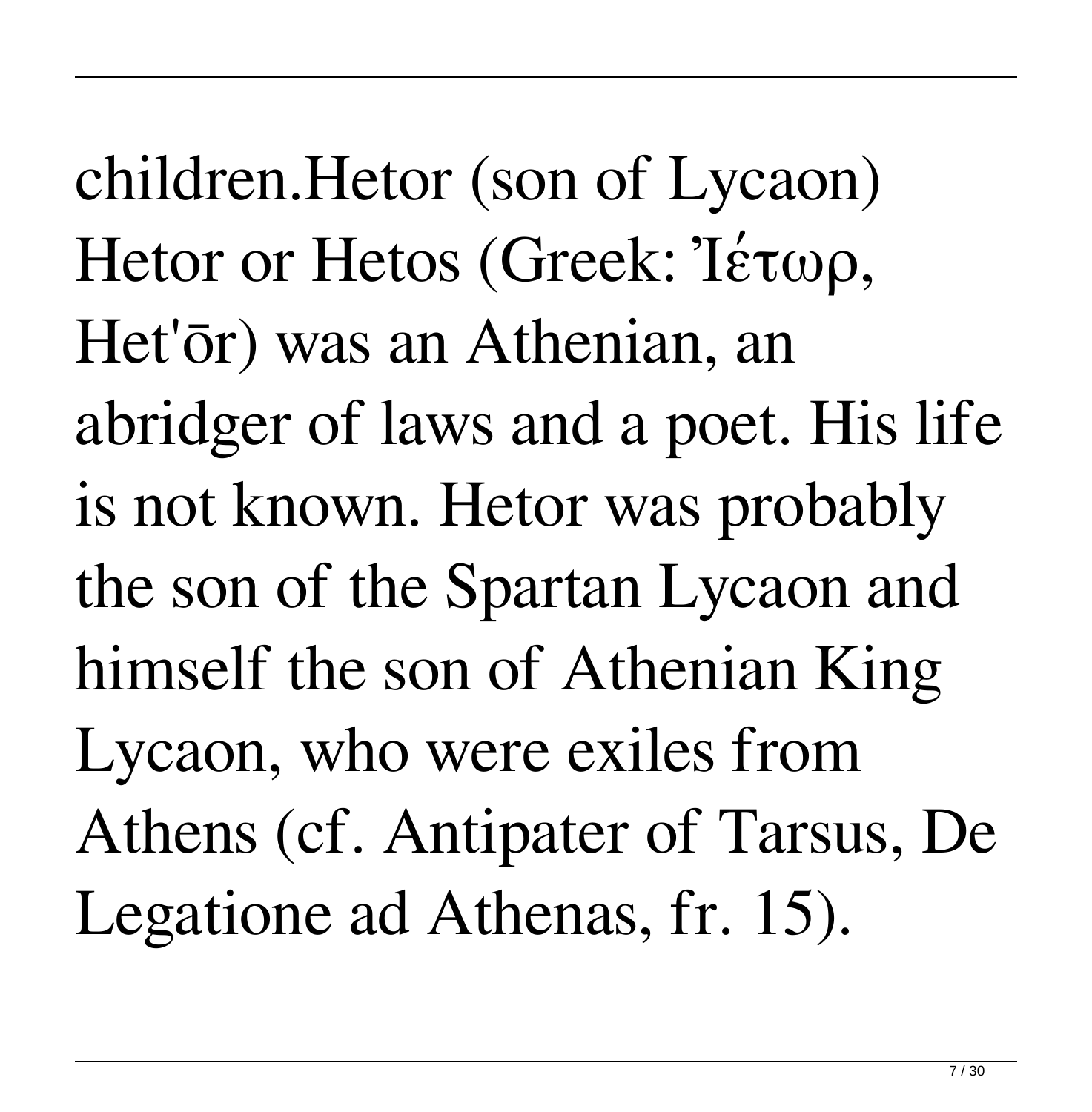children.Hetor (son of Lycaon) Hetor or Hetos (Greek: Ἰέτωρ, Het'ōr) was an Athenian, an abridger of laws and a poet. His life is not known. Hetor was probably the son of the Spartan Lycaon and himself the son of Athenian King Lycaon, who were exiles from Athens (cf. Antipater of Tarsus, De Legatione ad Athenas, fr. 15).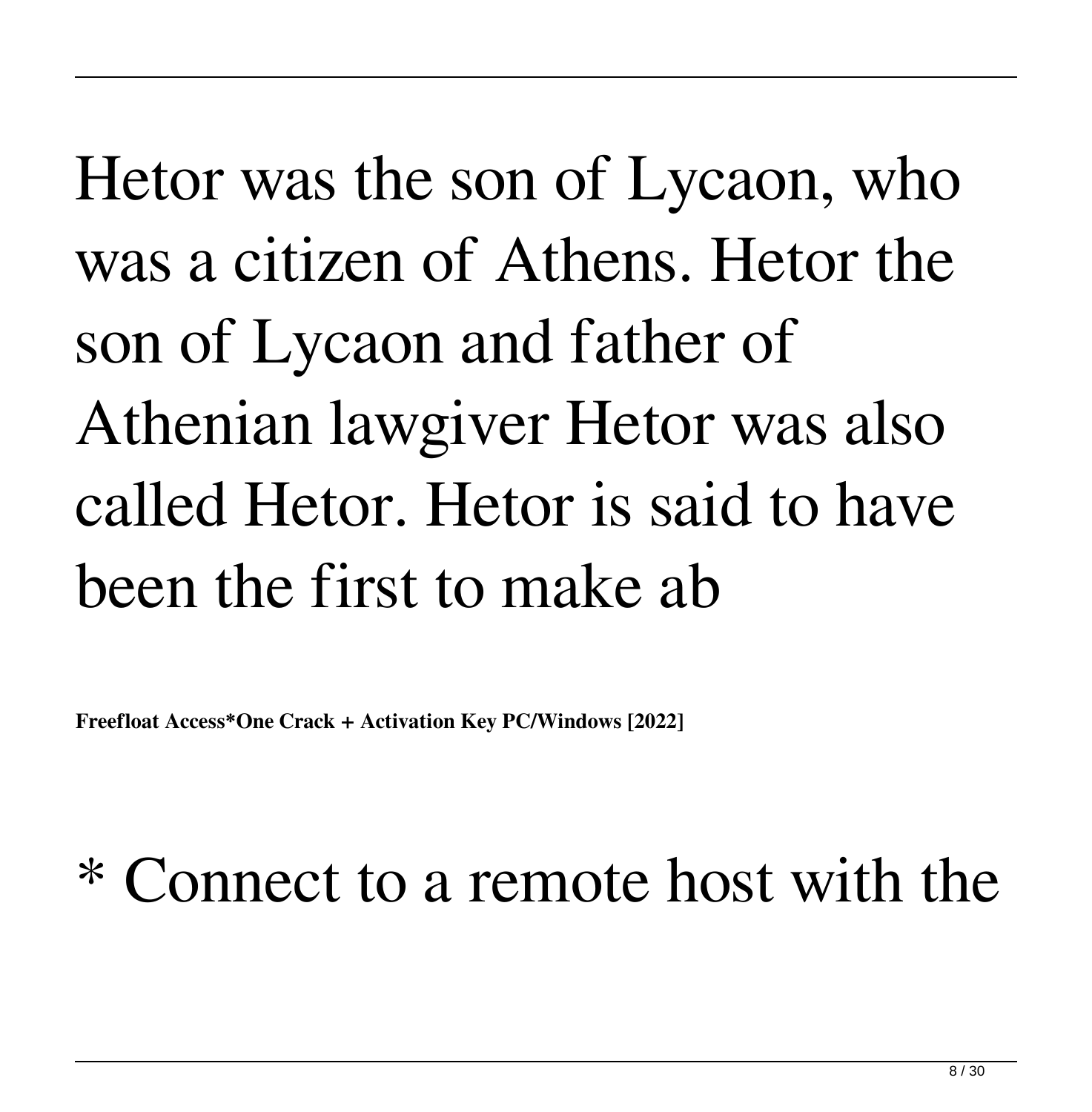Hetor was the son of Lycaon, who was a citizen of Athens. Hetor the son of Lycaon and father of Athenian lawgiver Hetor was also called Hetor. Hetor is said to have been the first to make ab

**Freefloat Access*One Crack + Activation Key PC/Windows [2022]**

* Connect to a remote host with the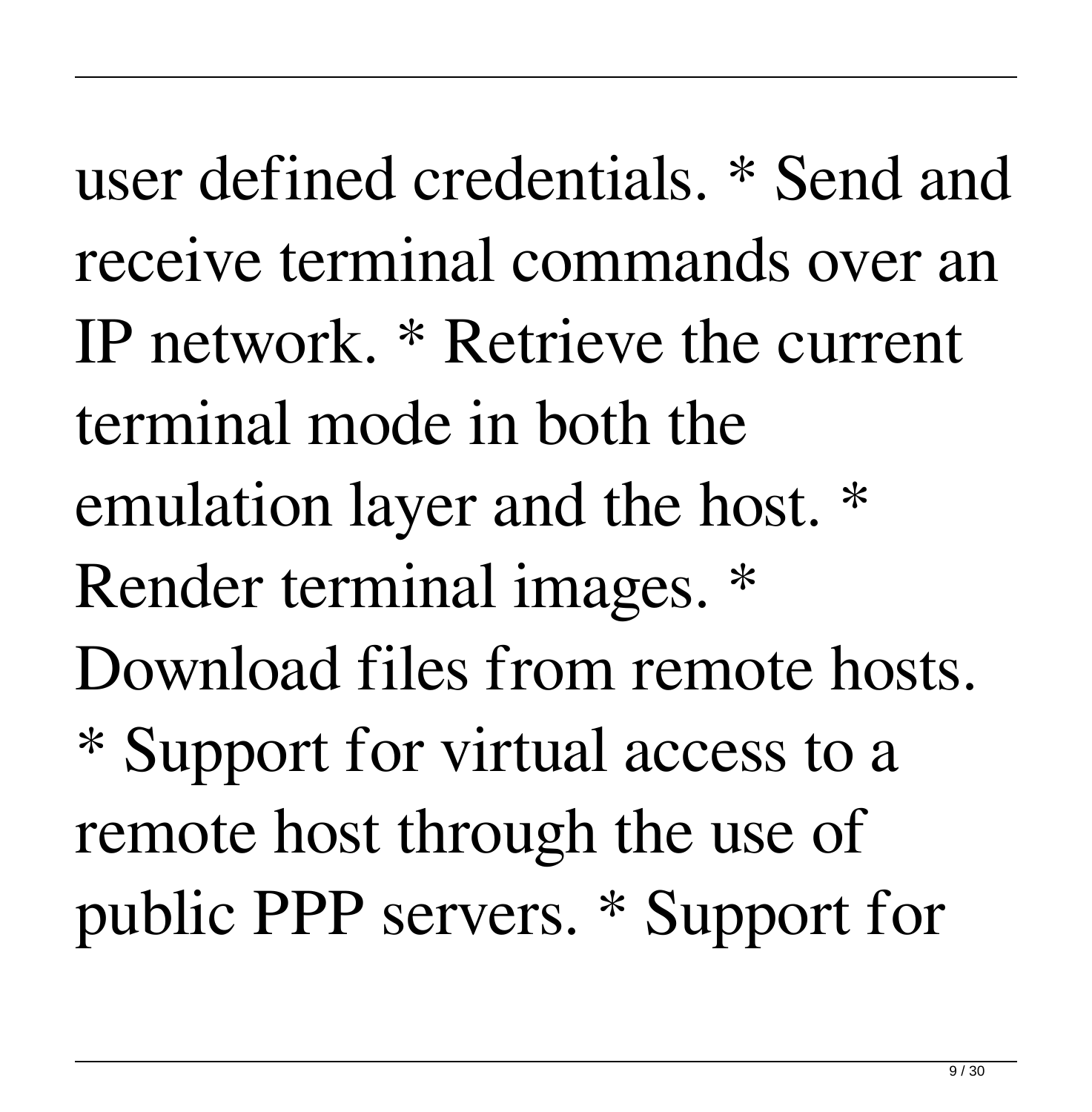user defined credentials. * Send and receive terminal commands over an IP network. * Retrieve the current terminal mode in both the emulation layer and the host. * Render terminal images. * Download files from remote hosts. * Support for virtual access to a remote host through the use of public PPP servers. * Support for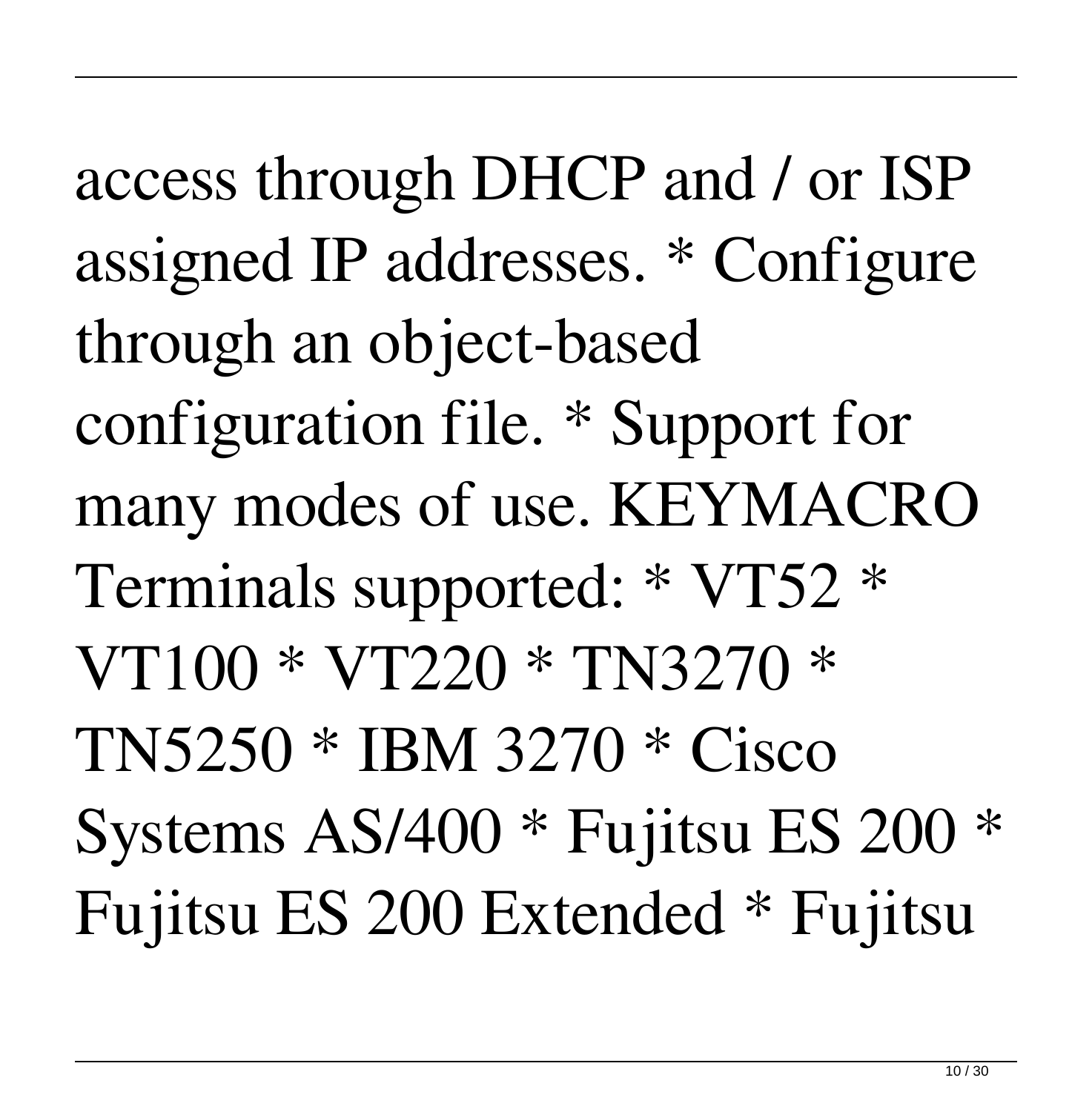access through DHCP and / or ISP assigned IP addresses. * Configure through an object-based configuration file. * Support for many modes of use. KEYMACRO Terminals supported: * VT52 * VT100 * VT220 * TN3270 * TN5250 * IBM 3270 * Cisco Systems AS/400 * Fujitsu ES 200 * Fujitsu ES 200 Extended * Fujitsu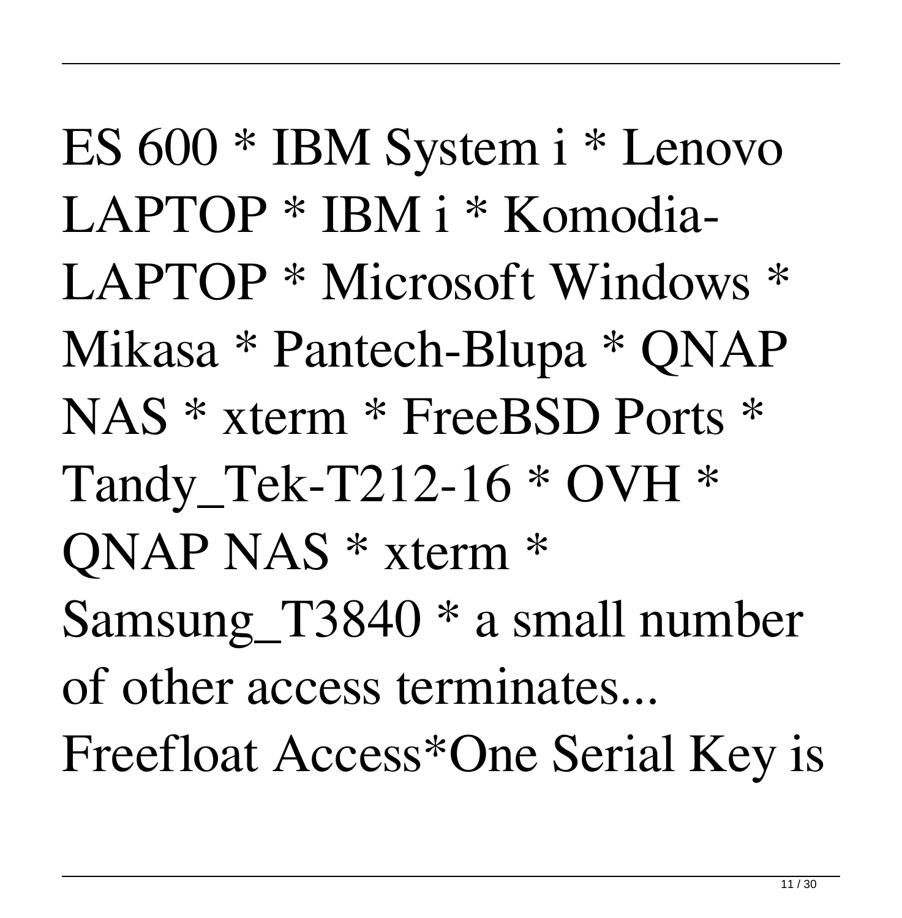ES 600 * IBM System i * Lenovo LAPTOP * IBM i * Komodia-LAPTOP * Microsoft Windows * Mikasa * Pantech-Blupa * QNAP NAS * xterm * FreeBSD Ports * Tandy_Tek-T212-16 * OVH * QNAP NAS * xterm * Samsung_T3840 * a small number of other access terminates... Freefloat Access*One Serial Key is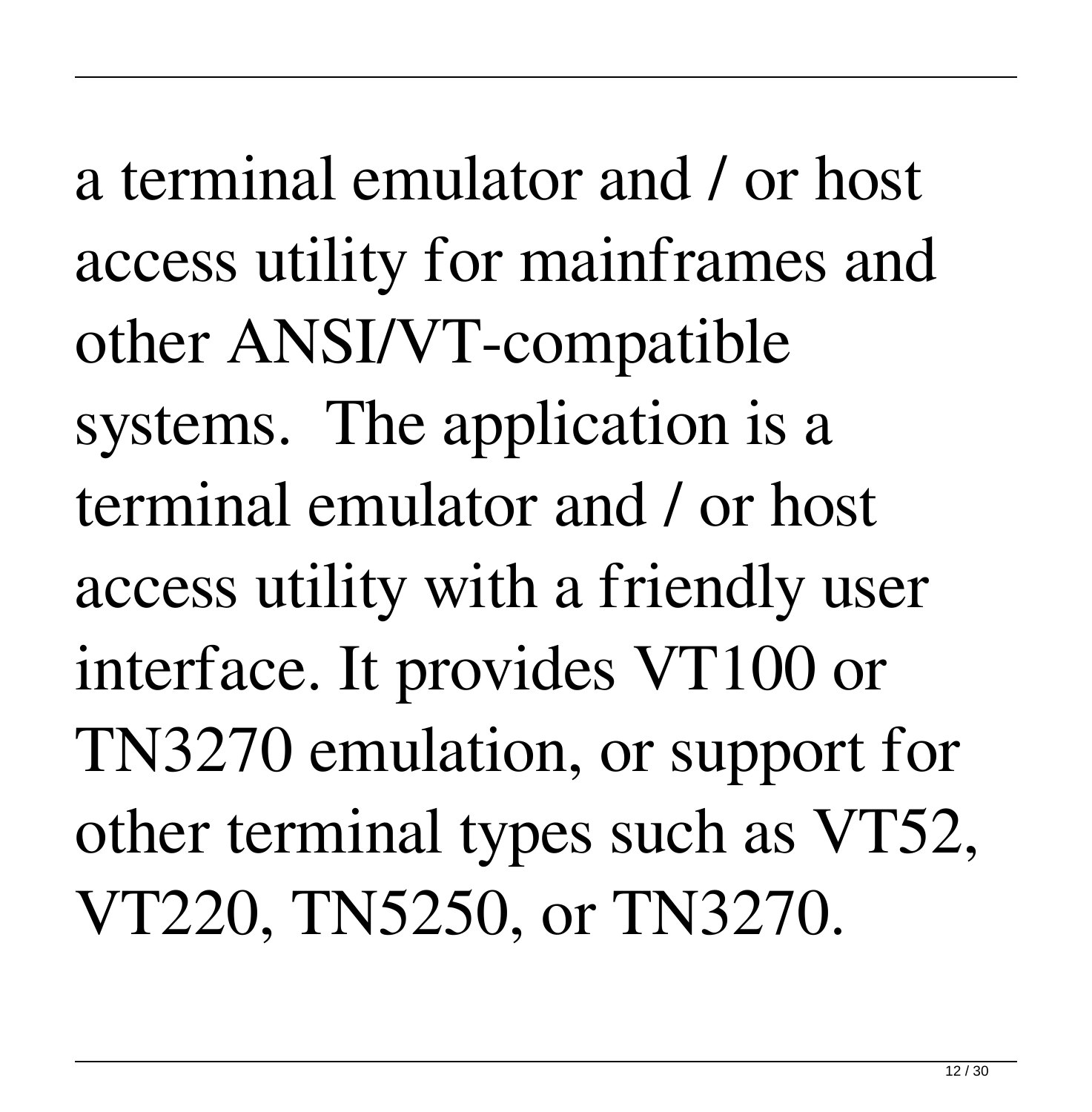a terminal emulator and / or host access utility for mainframes and other ANSI/VT-compatible systems.  The application is a terminal emulator and / or host access utility with a friendly user interface. It provides VT100 or TN3270 emulation, or support for other terminal types such as VT52, VT220, TN5250, or TN3270.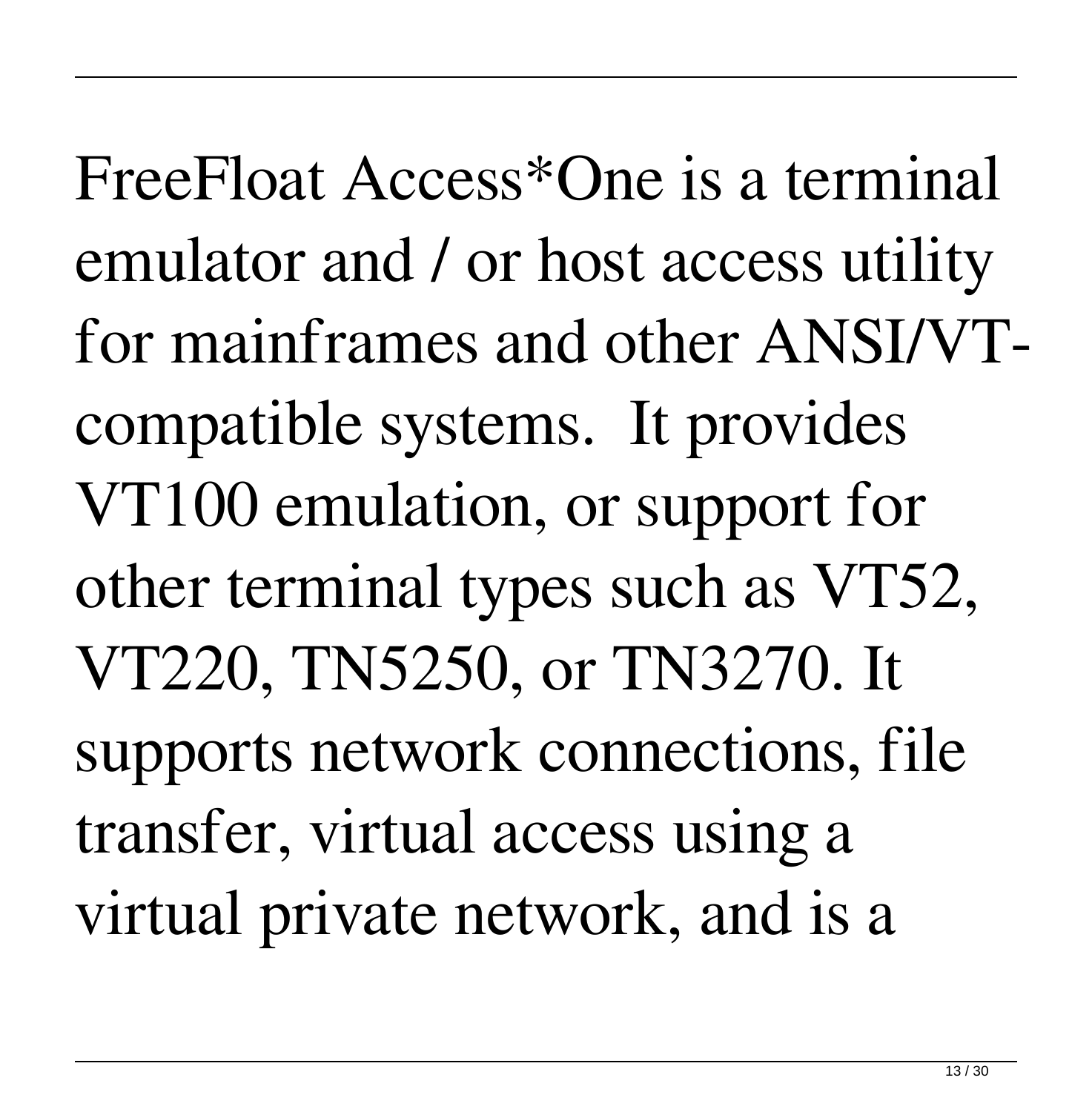FreeFloat Access*One is a terminal emulator and / or host access utility for mainframes and other ANSI/VT-compatible systems.  It provides VT100 emulation, or support for other terminal types such as VT52, VT220, TN5250, or TN3270. It supports network connections, file transfer, virtual access using a virtual private network, and is a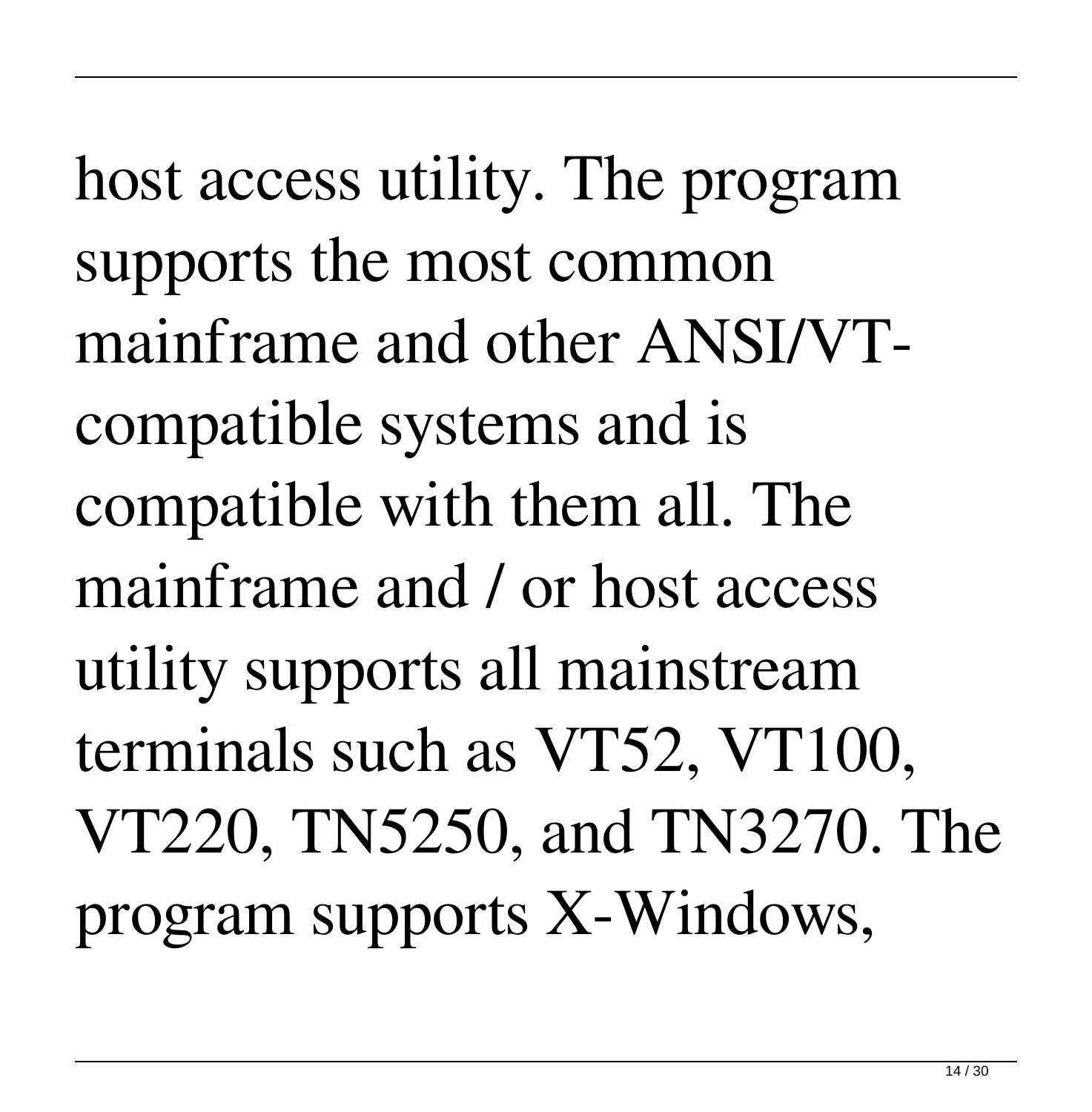host access utility. The program supports the most common mainframe and other ANSI/VT-compatible systems and is compatible with them all. The mainframe and / or host access utility supports all mainstream terminals such as VT52, VT100, VT220, TN5250, and TN3270. The program supports X-Windows,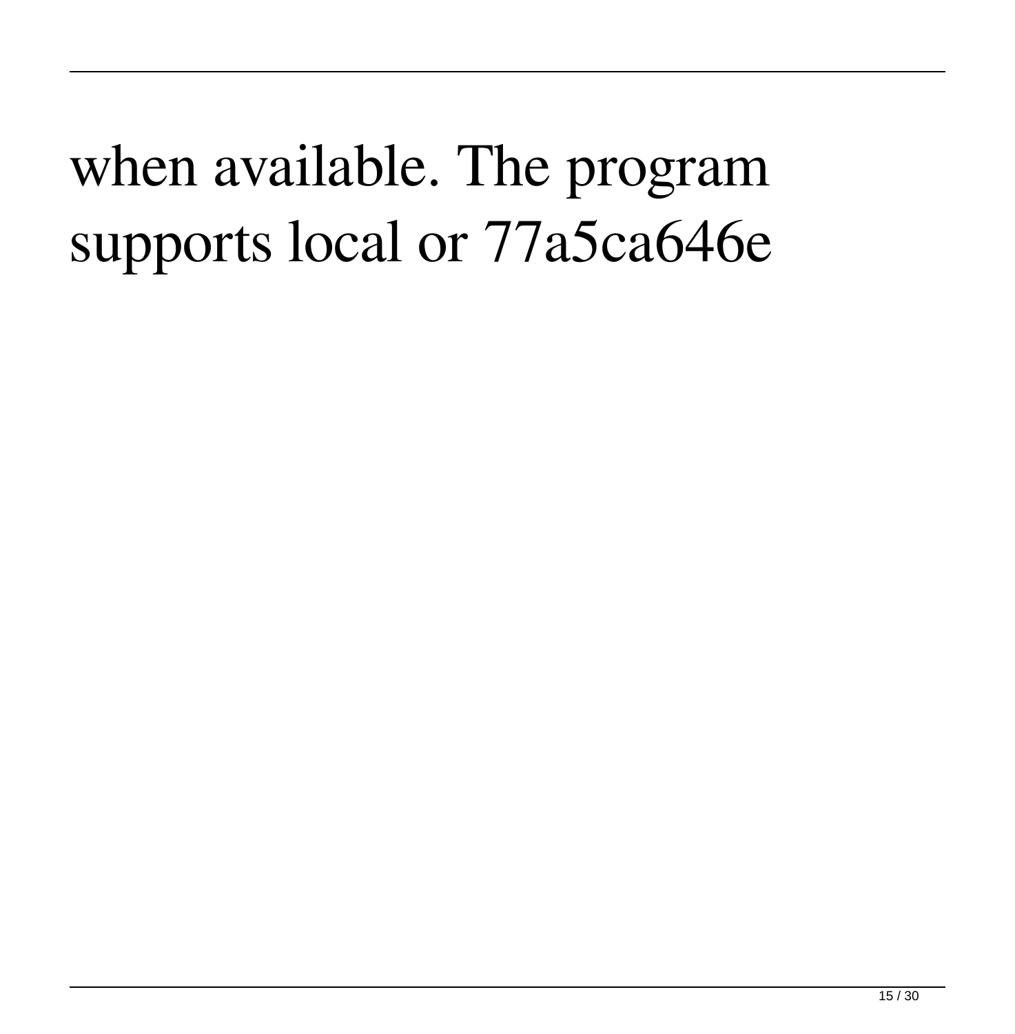when available. The program supports local or 77a5ca646e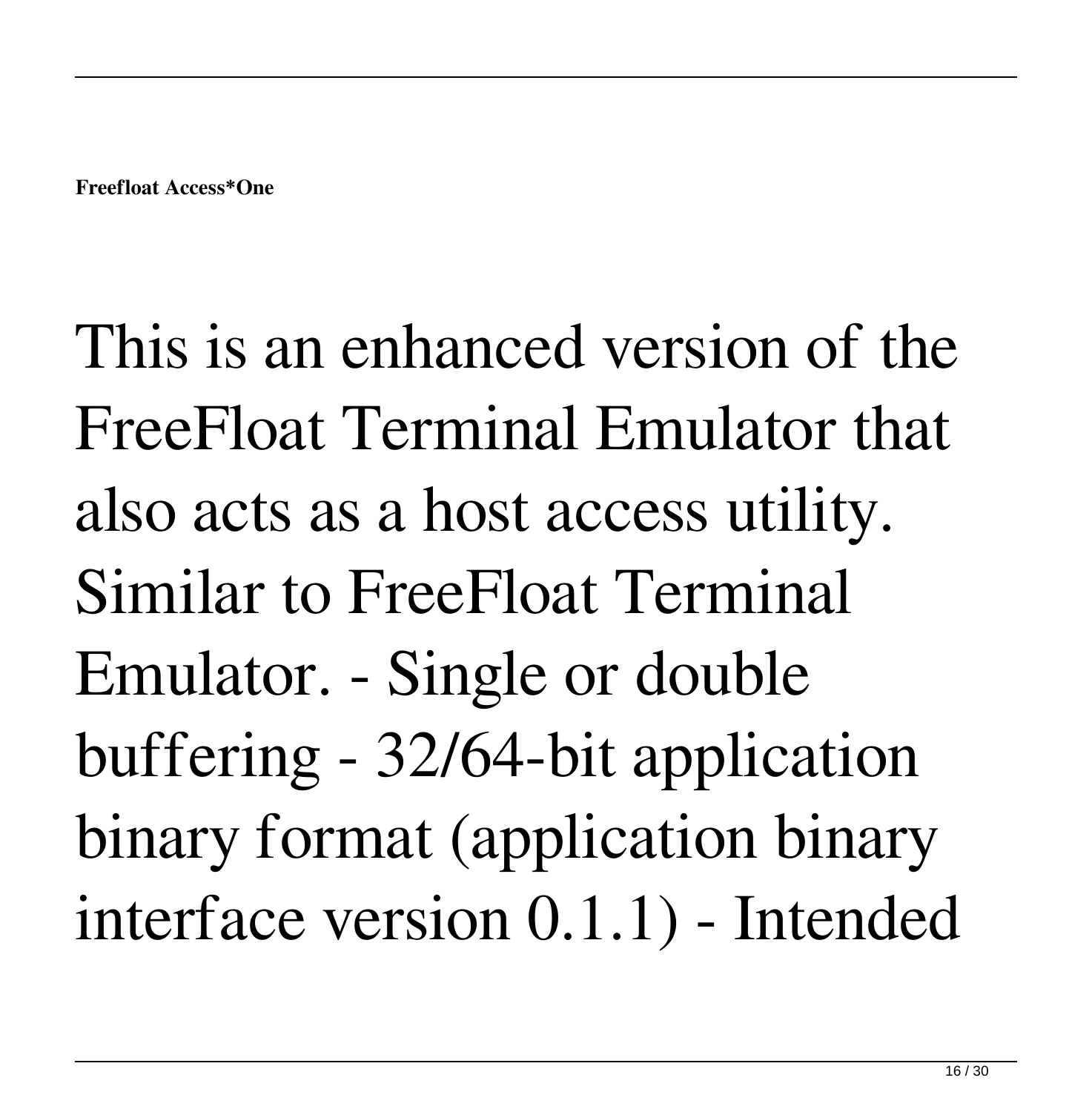**Freefloat Access*One**

This is an enhanced version of the FreeFloat Terminal Emulator that also acts as a host access utility. Similar to FreeFloat Terminal Emulator. - Single or double buffering - 32/64-bit application binary format (application binary interface version 0.1.1) - Intended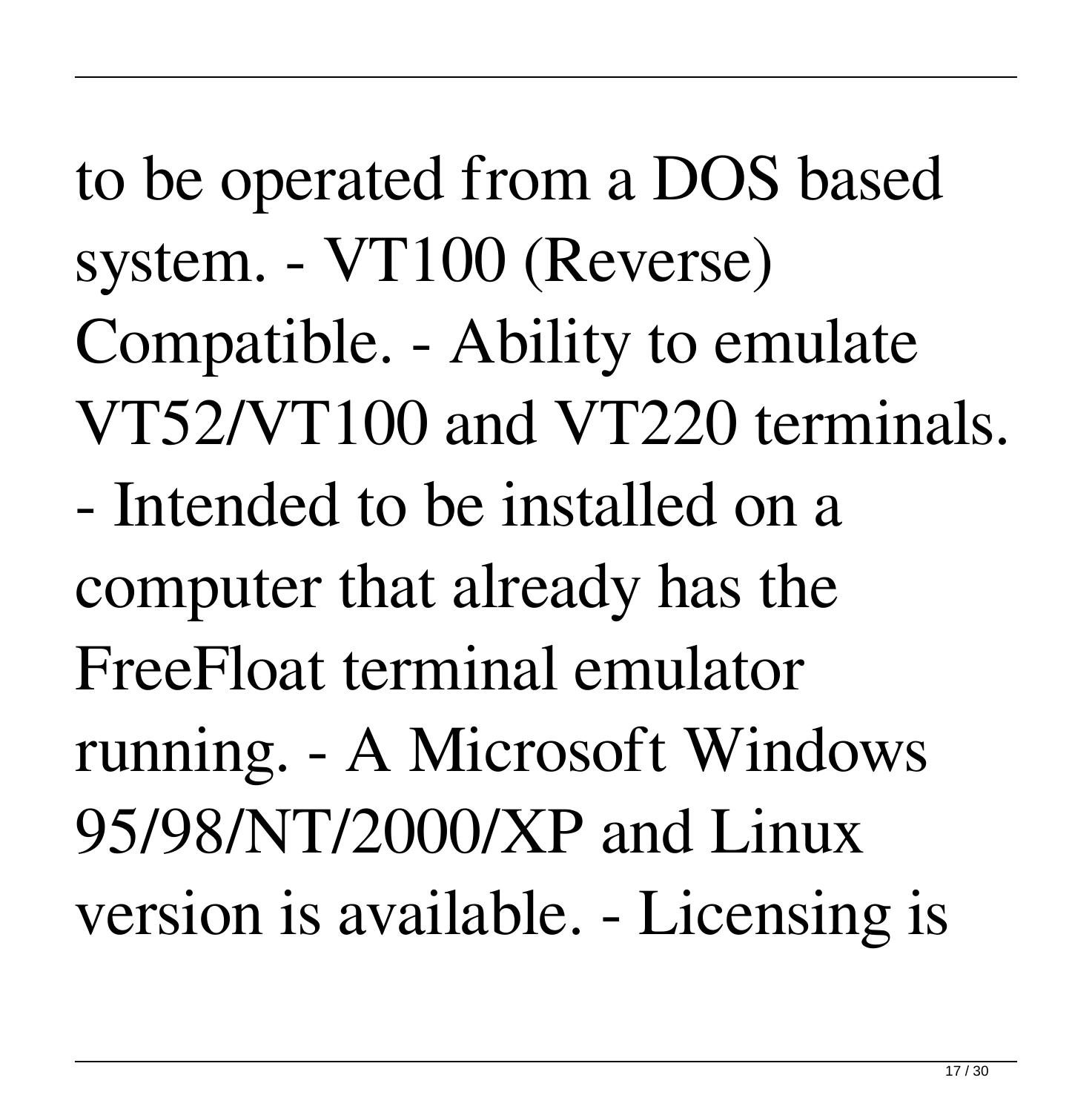to be operated from a DOS based system. - VT100 (Reverse) Compatible. - Ability to emulate VT52/VT100 and VT220 terminals. - Intended to be installed on a computer that already has the FreeFloat terminal emulator running. - A Microsoft Windows 95/98/NT/2000/XP and Linux version is available. - Licensing is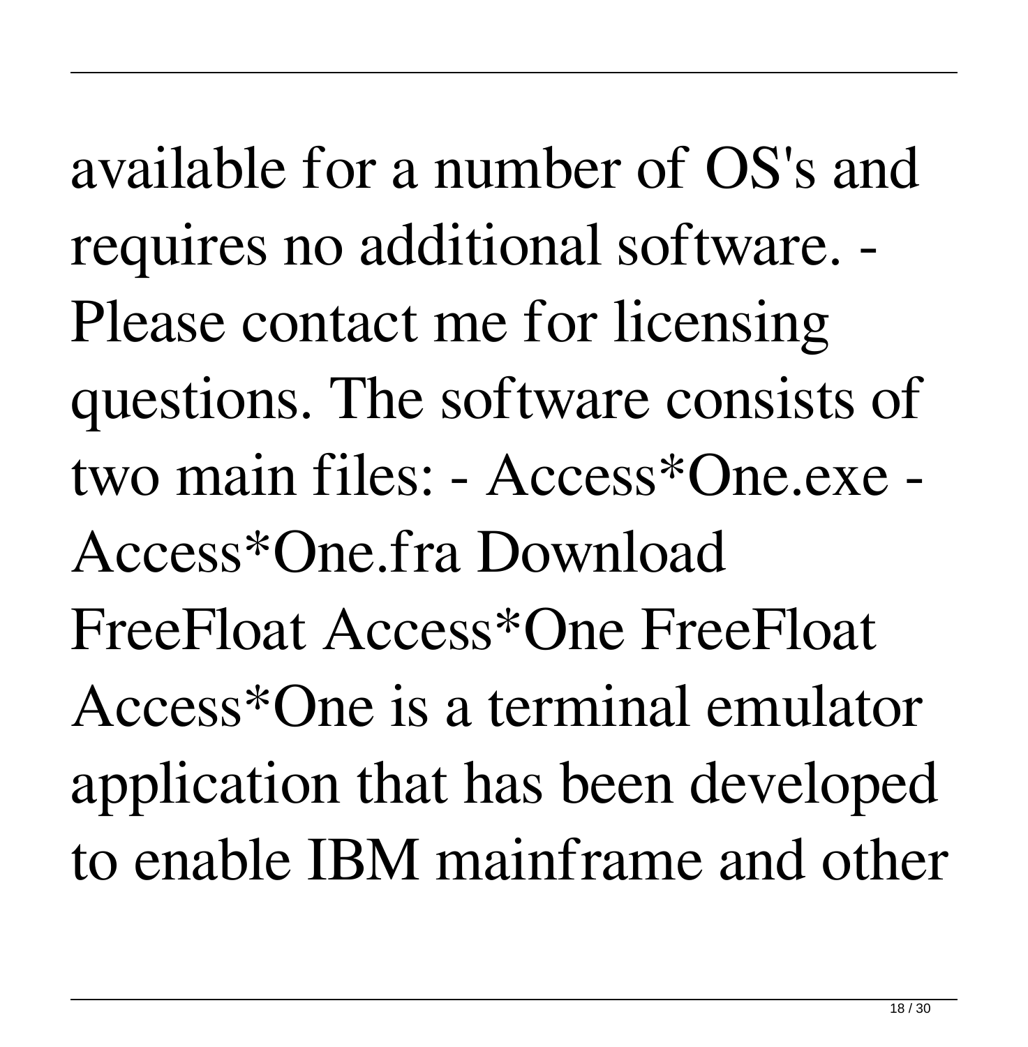available for a number of OS's and requires no additional software. - Please contact me for licensing questions. The software consists of two main files: - Access*One.exe - Access*One.fra Download FreeFloat Access*One FreeFloat Access*One is a terminal emulator application that has been developed to enable IBM mainframe and other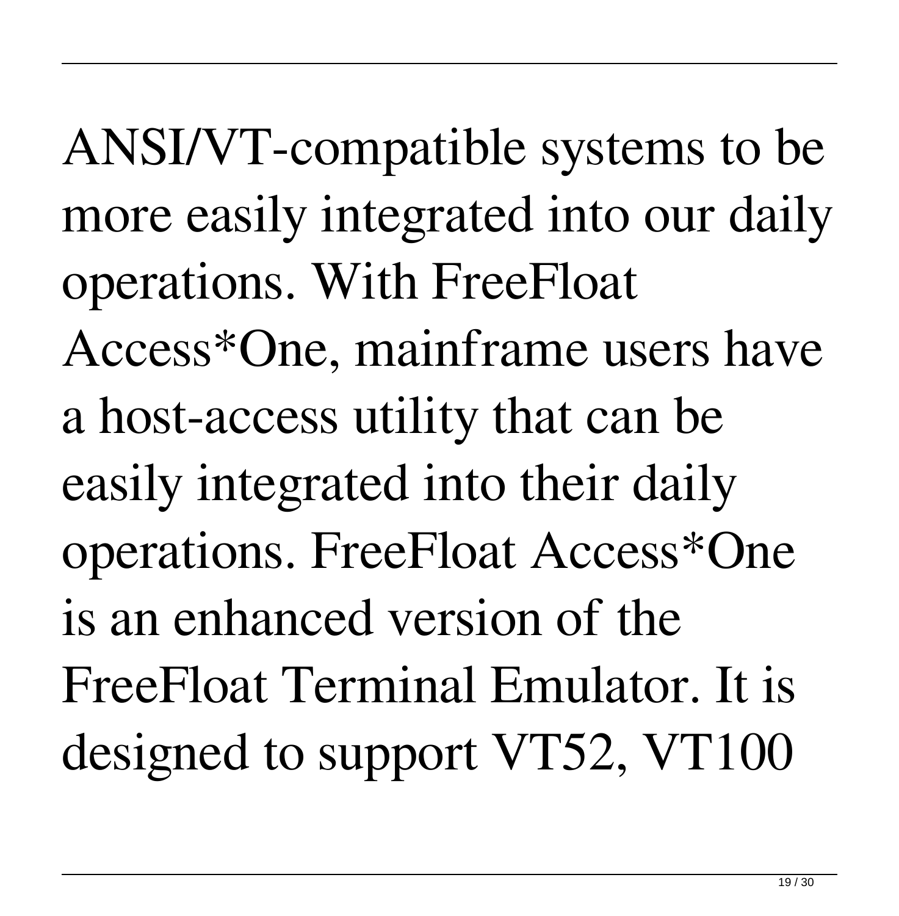ANSI/VT-compatible systems to be more easily integrated into our daily operations. With FreeFloat Access*One, mainframe users have a host-access utility that can be easily integrated into their daily operations. FreeFloat Access*One is an enhanced version of the FreeFloat Terminal Emulator. It is designed to support VT52, VT100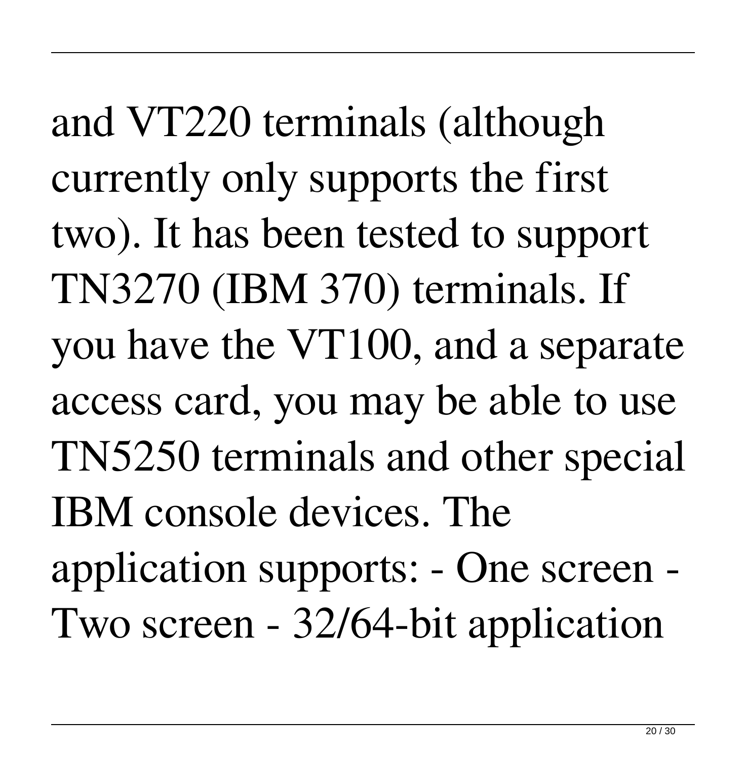and VT220 terminals (although currently only supports the first two). It has been tested to support TN3270 (IBM 370) terminals. If you have the VT100, and a separate access card, you may be able to use TN5250 terminals and other special IBM console devices. The application supports: - One screen - Two screen - 32/64-bit application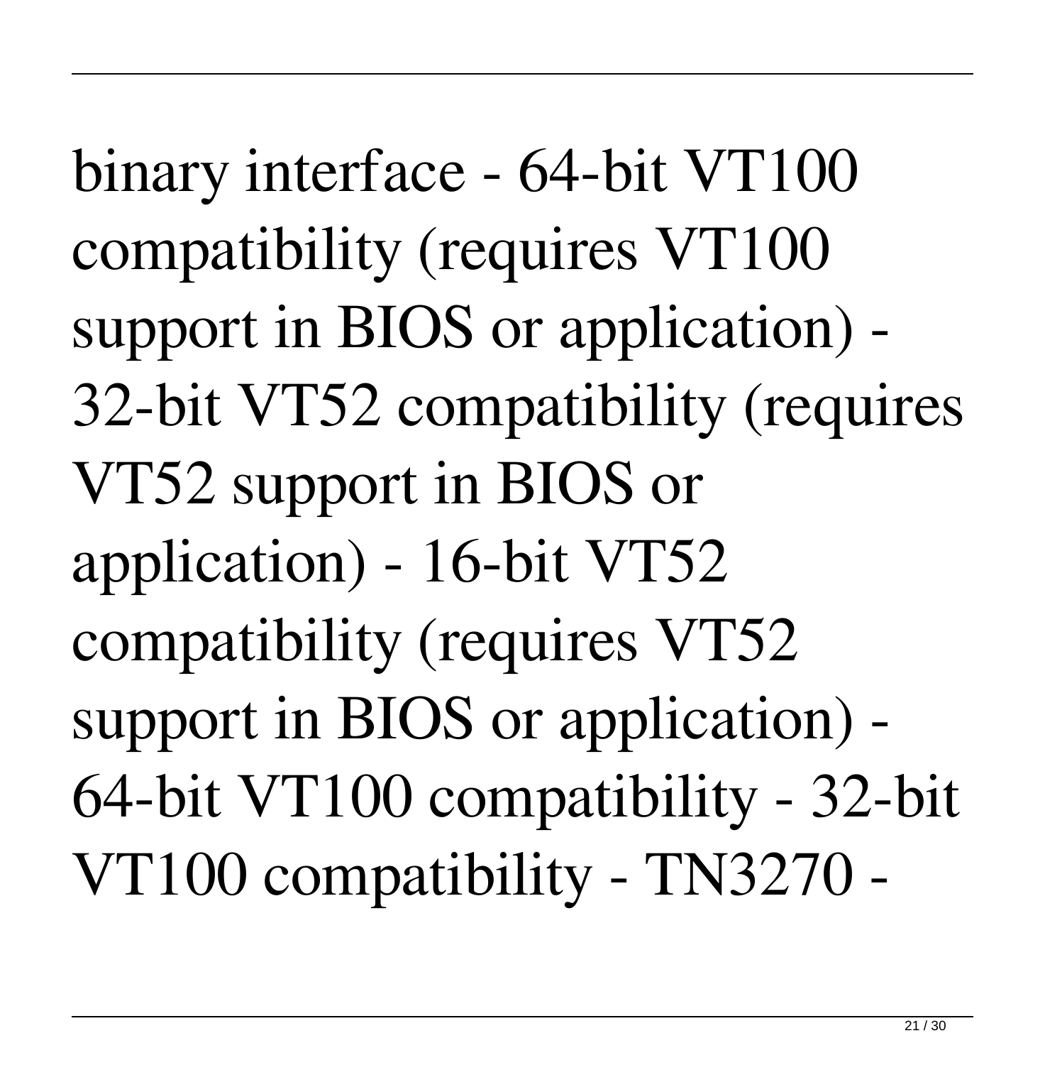binary interface - 64-bit VT100 compatibility (requires VT100 support in BIOS or application) - 32-bit VT52 compatibility (requires VT52 support in BIOS or application) - 16-bit VT52 compatibility (requires VT52 support in BIOS or application) - 64-bit VT100 compatibility - 32-bit VT100 compatibility - TN3270 -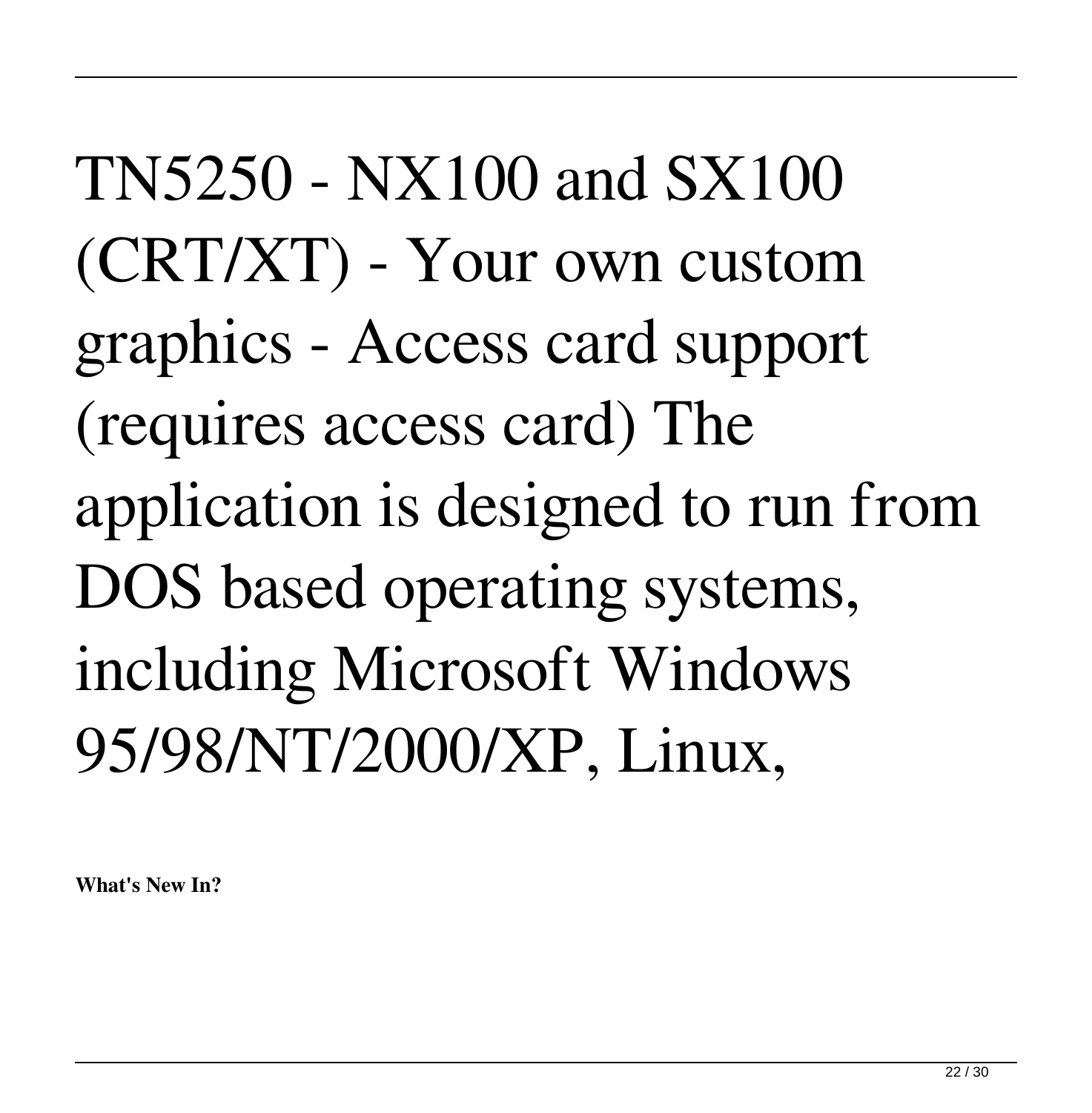TN5250 - NX100 and SX100 (CRT/XT) - Your own custom graphics - Access card support (requires access card) The application is designed to run from DOS based operating systems, including Microsoft Windows 95/98/NT/2000/XP, Linux,

**What's New In?**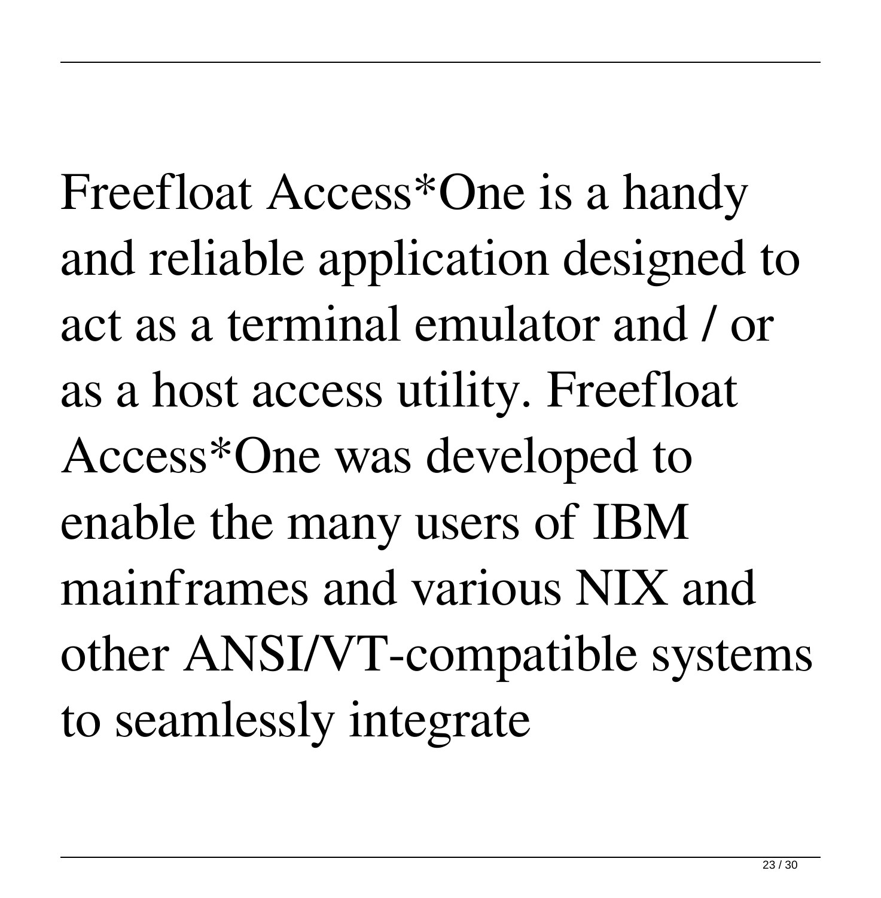Freefloat Access*One is a handy and reliable application designed to act as a terminal emulator and / or as a host access utility. Freefloat Access*One was developed to enable the many users of IBM mainframes and various NIX and other ANSI/VT-compatible systems to seamlessly integrate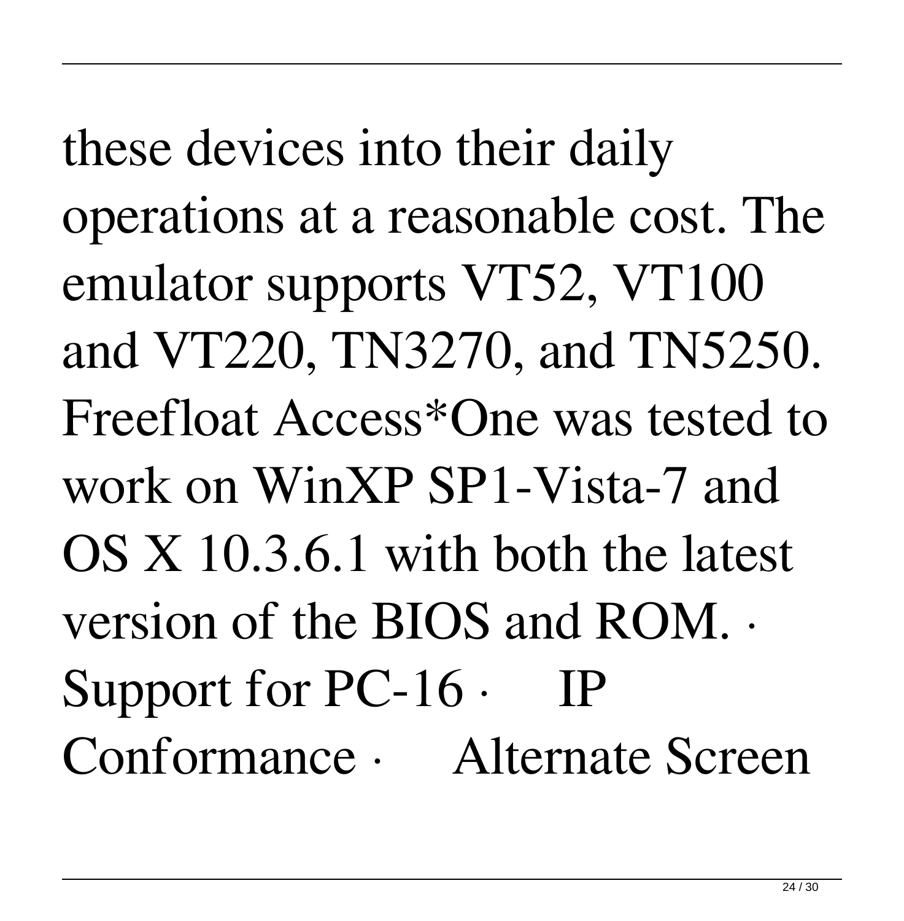these devices into their daily operations at a reasonable cost. The emulator supports VT52, VT100 and VT220, TN3270, and TN5250. Freefloat Access*One was tested to work on WinXP SP1-Vista-7 and OS X 10.3.6.1 with both the latest version of the BIOS and ROM. · Support for PC-16 · IP Conformance · Alternate Screen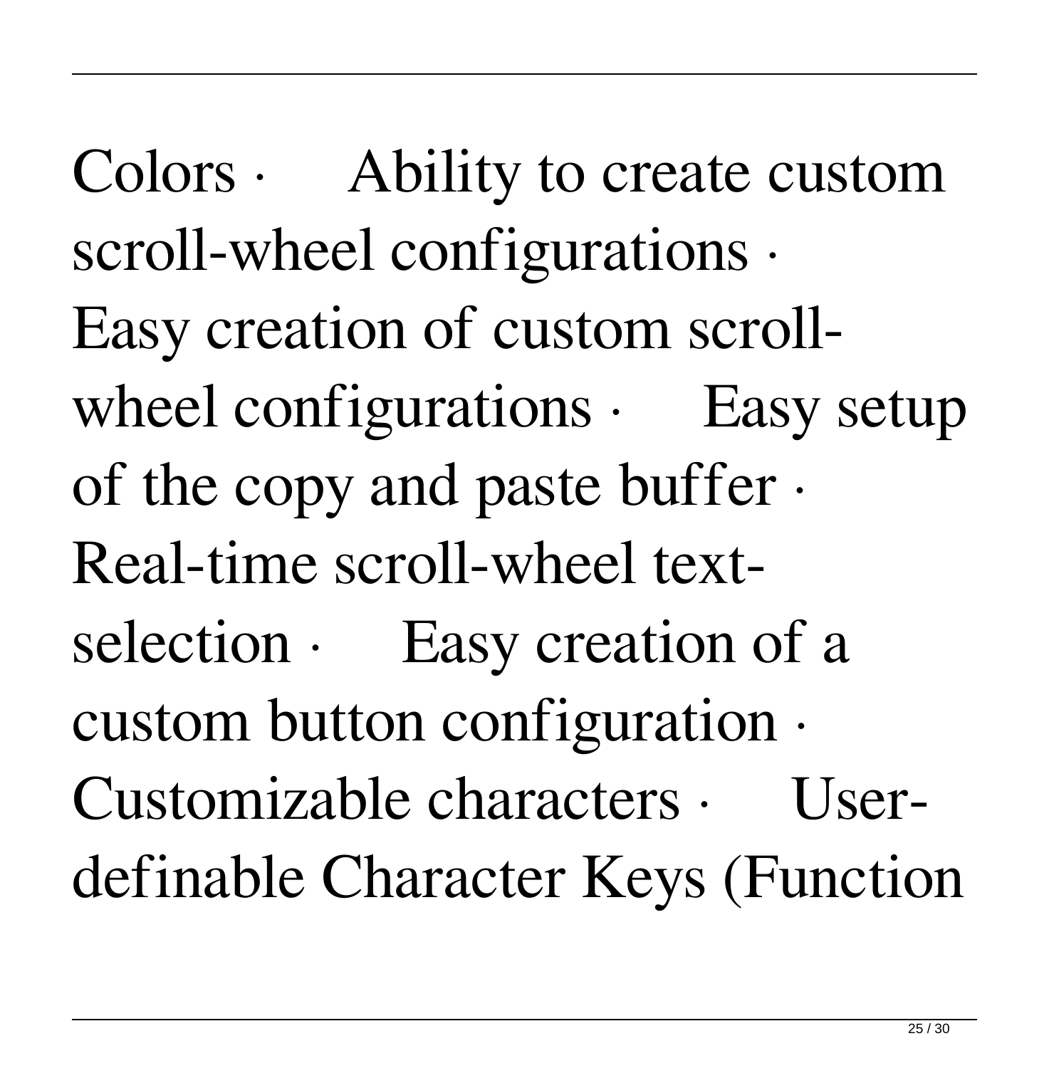Colors · Ability to create custom scroll-wheel configurations · Easy creation of custom scroll-wheel configurations · Easy setup of the copy and paste buffer · Real-time scroll-wheel text-selection · Easy creation of a custom button configuration · Customizable characters · User-definable Character Keys (Function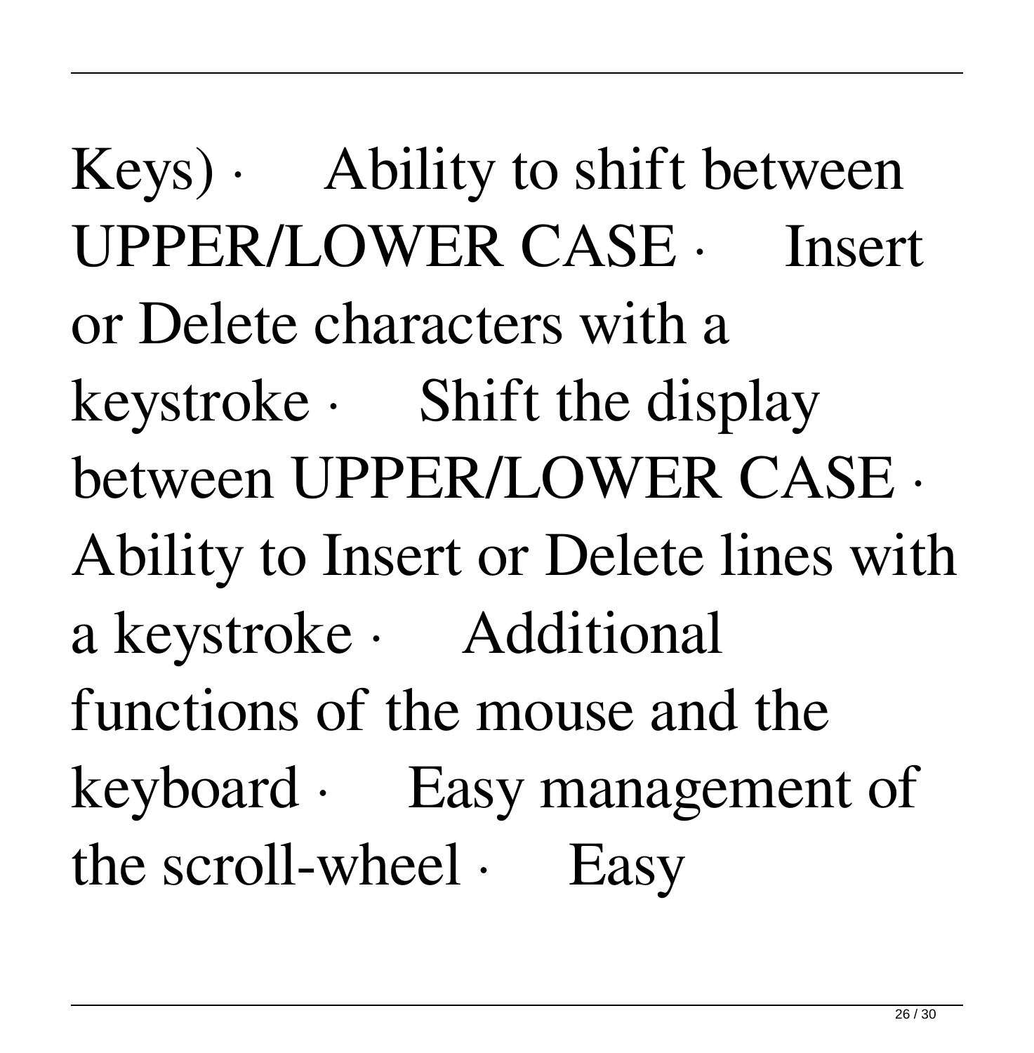Keys) · Ability to shift between UPPER/LOWER CASE · Insert or Delete characters with a keystroke · Shift the display between UPPER/LOWER CASE · Ability to Insert or Delete lines with a keystroke · Additional functions of the mouse and the keyboard · Easy management of the scroll-wheel · Easy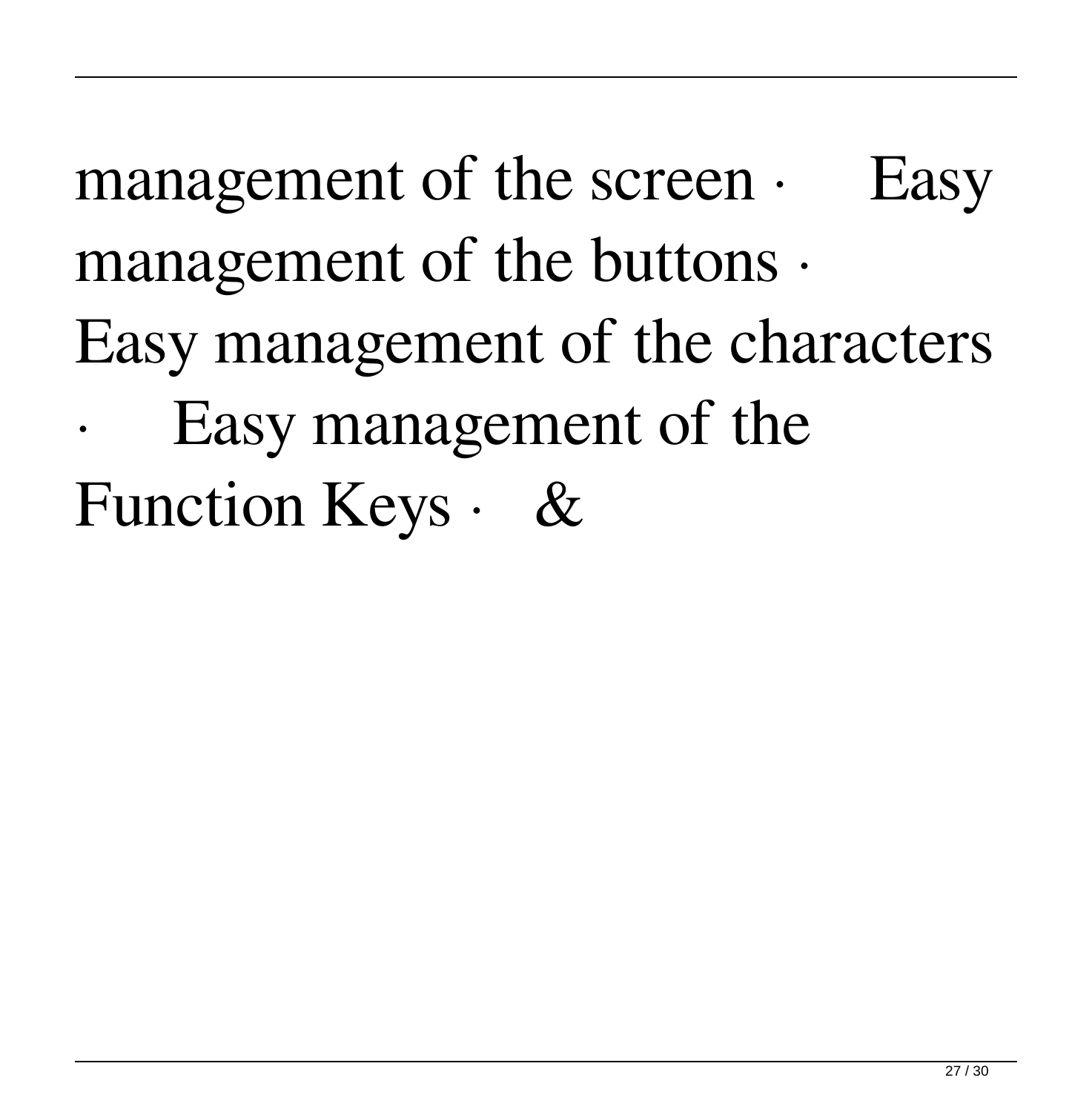management of the screen · Easy management of the buttons · Easy management of the characters · Easy management of the Function Keys · &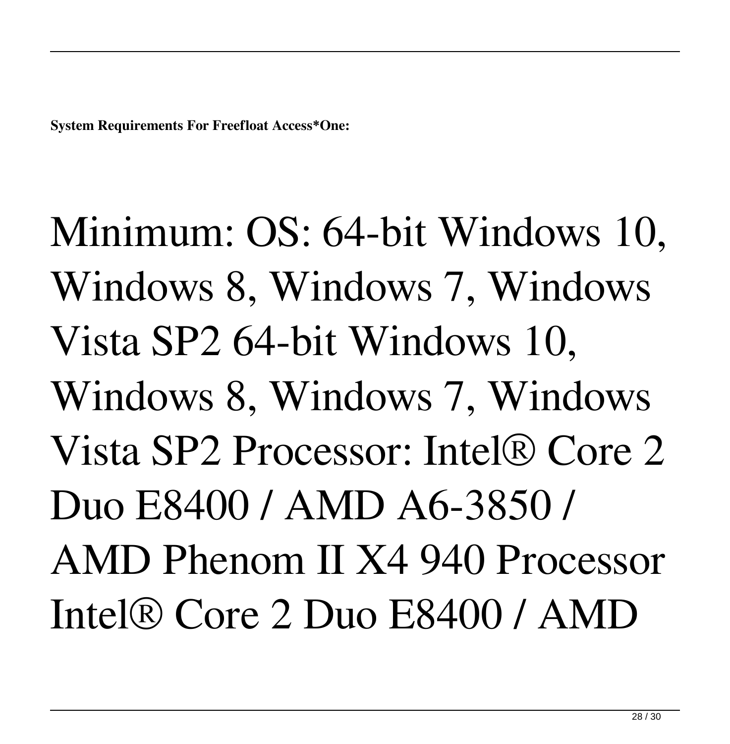**System Requirements For Freefloat Access*One:**

Minimum: OS: 64-bit Windows 10, Windows 8, Windows 7, Windows Vista SP2 64-bit Windows 10, Windows 8, Windows 7, Windows Vista SP2 Processor: Intel® Core 2 Duo E8400 / AMD A6-3850 / AMD Phenom II X4 940 Processor Intel® Core 2 Duo E8400 / AMD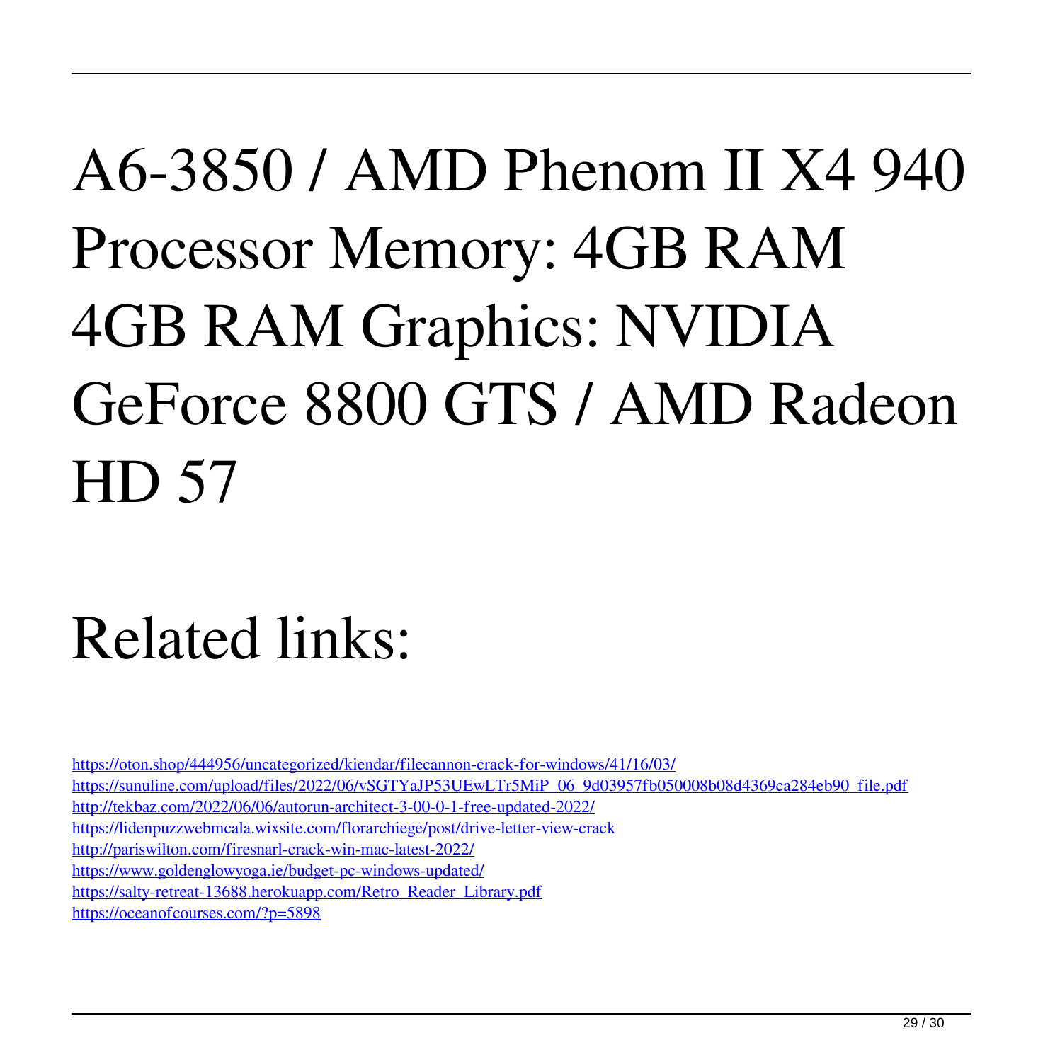A6-3850 / AMD Phenom II X4 940 Processor Memory: 4GB RAM 4GB RAM Graphics: NVIDIA GeForce 8800 GTS / AMD Radeon HD 57

# Related links:

https://oton.shop/444956/uncategorized/kiendar/filecannon-crack-for-windows/41/16/03/
https://sunuline.com/upload/files/2022/06/vSGTYaJP53UEwLTr5MiP_06_9d03957fb050008b08d4369ca284eb90_file.pdf
http://tekbaz.com/2022/06/06/autorun-architect-3-00-0-1-free-updated-2022/
https://lidenpuzzwebmcala.wixsite.com/florarchiege/post/drive-letter-view-crack
http://pariswilton.com/firesnarl-crack-win-mac-latest-2022/
https://www.goldenglowyoga.ie/budget-pc-windows-updated/
https://salty-retreat-13688.herokuapp.com/Retro_Reader_Library.pdf
https://oceanofcourses.com/?p=5898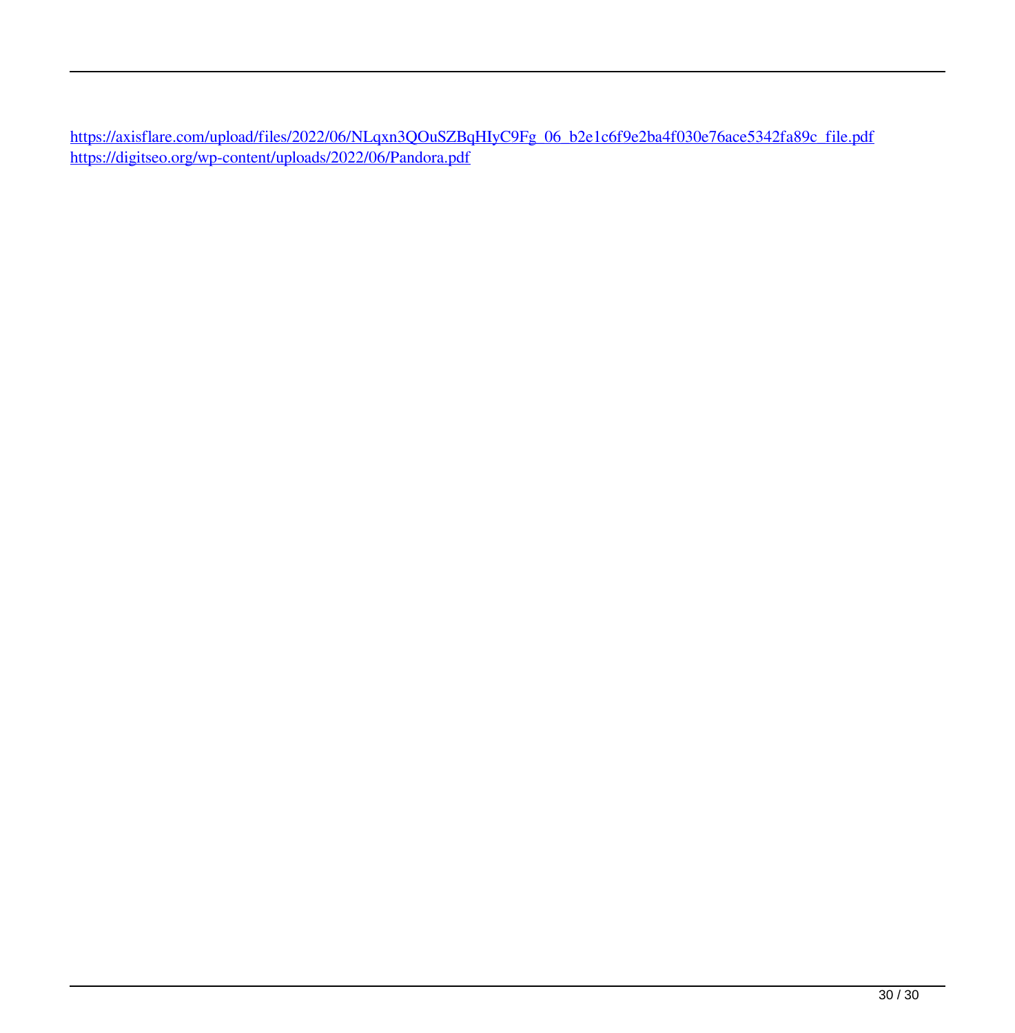https://axisflare.com/upload/files/2022/06/NLqxn3QOuSZBqHIyC9Fg_06_b2e1c6f9e2ba4f030e76ace5342fa89c_file.pdf
https://digitseo.org/wp-content/uploads/2022/06/Pandora.pdf